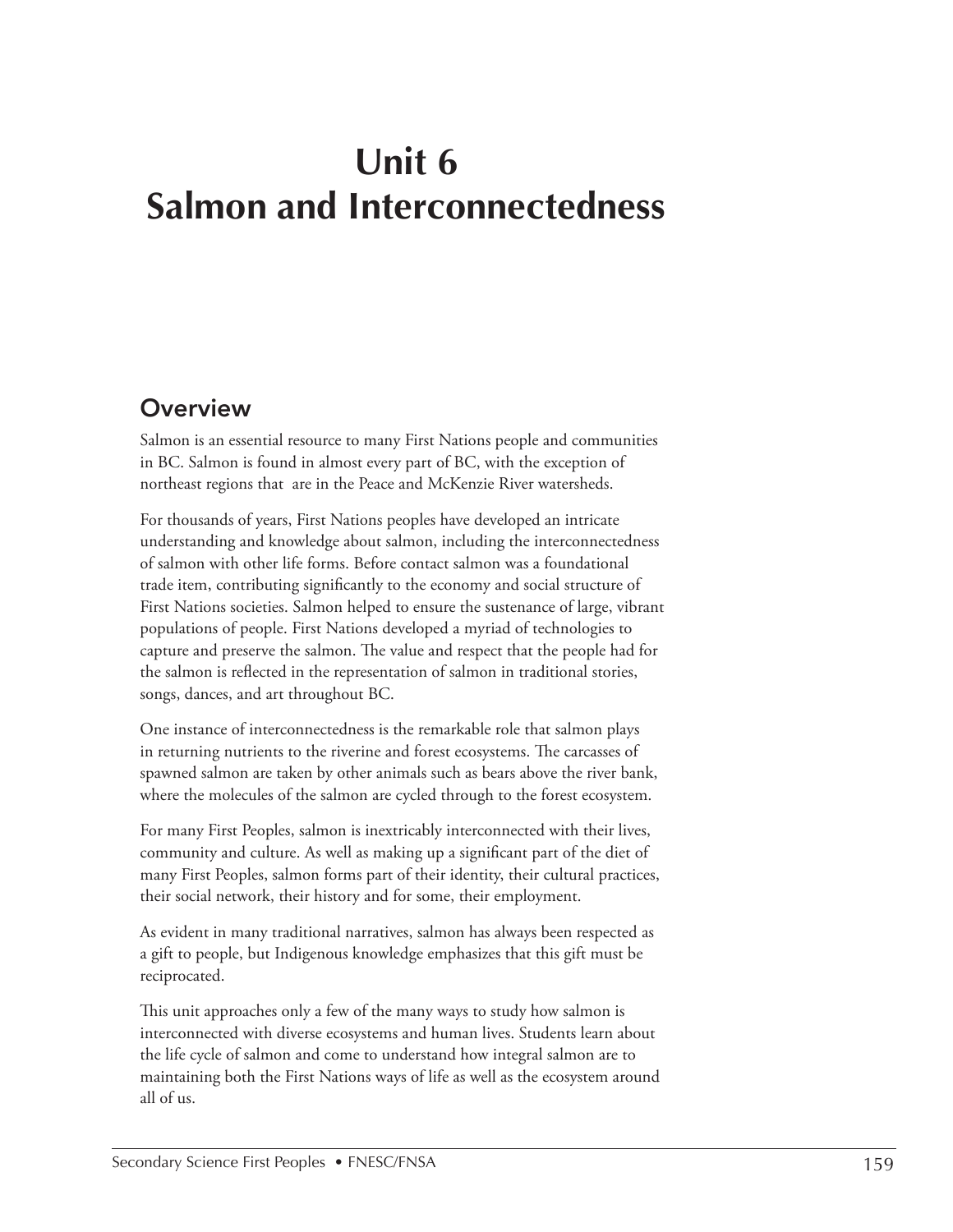# Unit 6
# Salmon and Interconnectedness

## Overview

Salmon is an essential resource to many First Nations people and communities in BC. Salmon is found in almost every part of BC, with the exception of northeast regions that are in the Peace and McKenzie River watersheds.

For thousands of years, First Nations peoples have developed an intricate understanding and knowledge about salmon, including the interconnectedness of salmon with other life forms. Before contact salmon was a foundational trade item, contributing significantly to the economy and social structure of First Nations societies. Salmon helped to ensure the sustenance of large, vibrant populations of people. First Nations developed a myriad of technologies to capture and preserve the salmon. The value and respect that the people had for the salmon is reflected in the representation of salmon in traditional stories, songs, dances, and art throughout BC.

One instance of interconnectedness is the remarkable role that salmon plays in returning nutrients to the riverine and forest ecosystems. The carcasses of spawned salmon are taken by other animals such as bears above the river bank, where the molecules of the salmon are cycled through to the forest ecosystem.

For many First Peoples, salmon is inextricably interconnected with their lives, community and culture. As well as making up a significant part of the diet of many First Peoples, salmon forms part of their identity, their cultural practices, their social network, their history and for some, their employment.

As evident in many traditional narratives, salmon has always been respected as a gift to people, but Indigenous knowledge emphasizes that this gift must be reciprocated.

This unit approaches only a few of the many ways to study how salmon is interconnected with diverse ecosystems and human lives. Students learn about the life cycle of salmon and come to understand how integral salmon are to maintaining both the First Nations ways of life as well as the ecosystem around all of us.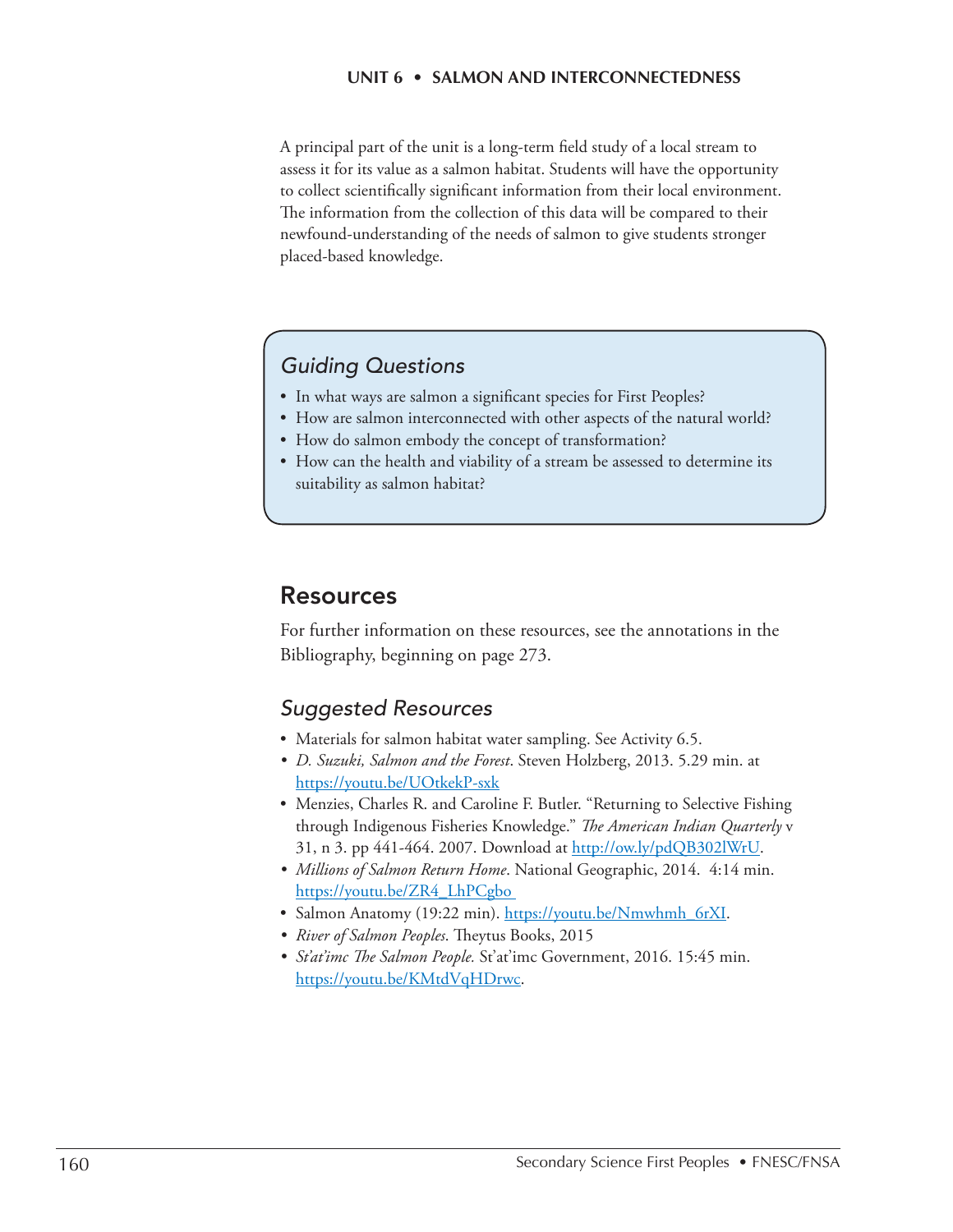A principal part of the unit is a long-term field study of a local stream to assess it for its value as a salmon habitat. Students will have the opportunity to collect scientifically significant information from their local environment. The information from the collection of this data will be compared to their newfound-understanding of the needs of salmon to give students stronger placed-based knowledge.

### *Guiding Questions*

- In what ways are salmon a significant species for First Peoples?
- How are salmon interconnected with other aspects of the natural world?
- How do salmon embody the concept of transformation?
- How can the health and viability of a stream be assessed to determine its suitability as salmon habitat?

## Resources

For further information on these resources, see the annotations in the Bibliography, beginning on page 273.

### *Suggested Resources*

- Materials for salmon habitat water sampling. See Activity 6.5.
- *D. Suzuki, Salmon and the Forest*. Steven Holzberg, 2013. 5.29 min. at https://youtu.be/UOtkekP-sxk
- Menzies, Charles R. and Caroline F. Butler. "Returning to Selective Fishing through Indigenous Fisheries Knowledge." *The American Indian Quarterly* v 31, n 3. pp 441-464. 2007. Download at http://ow.ly/pdQB302lWrU.
- *Millions of Salmon Return Home*. National Geographic, 2014. 4:14 min. https://youtu.be/ZR4_LhPCgbo
- Salmon Anatomy (19:22 min). https://youtu.be/Nmwhmh_6rXI.
- *River of Salmon Peoples*. Theytus Books, 2015
- *St'at'imc The Salmon People.* St'at'imc Government, 2016. 15:45 min. https://youtu.be/KMtdVqHDrwc.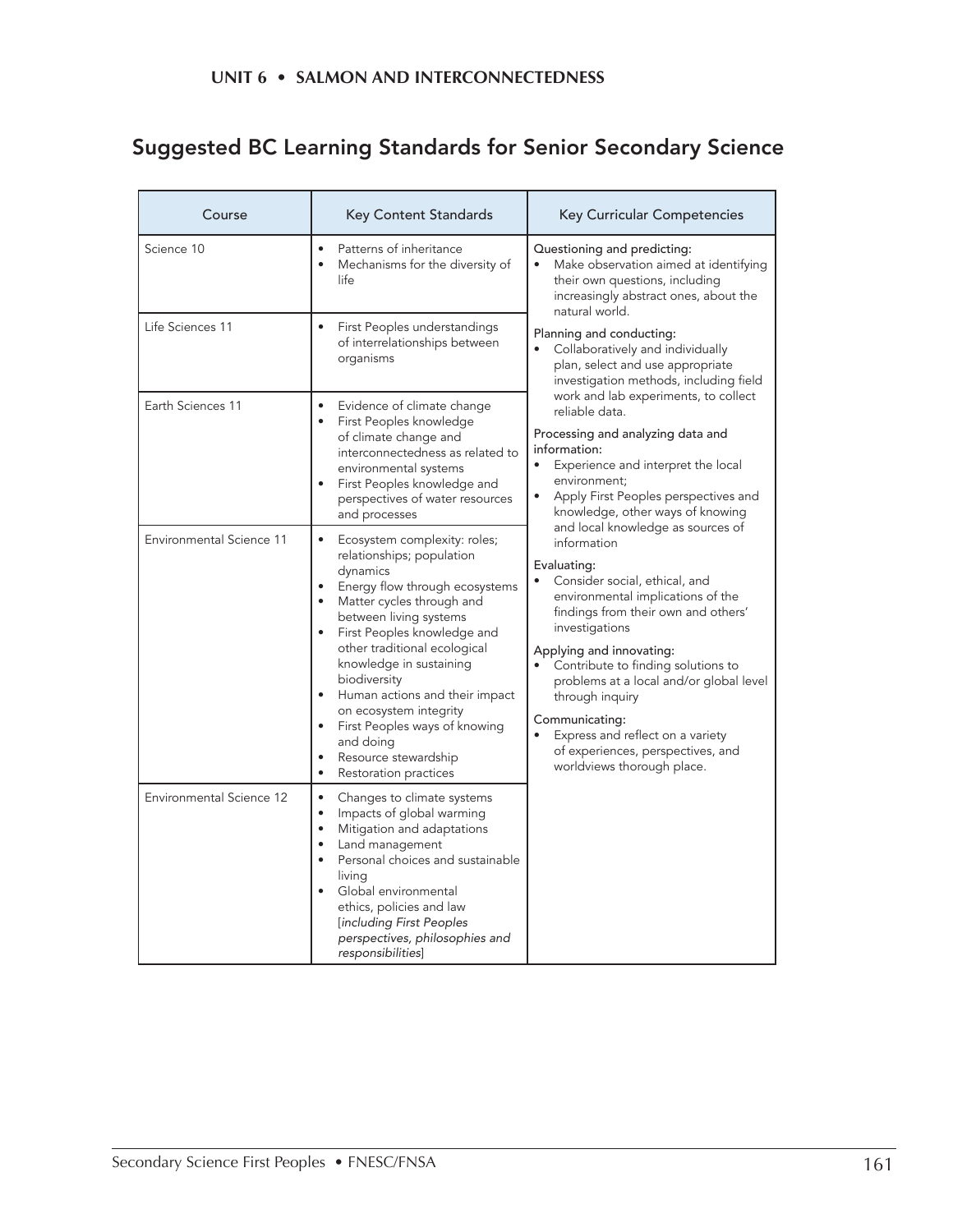## Suggested BC Learning Standards for Senior Secondary Science

| Course | Key Content Standards | Key Curricular Competencies |
|---|---|---|
| Science 10 | • Patterns of inheritance<br>• Mechanisms for the diversity of life | Questioning and predicting:<br>• Make observation aimed at identifying their own questions, including increasingly abstract ones, about the natural world.<br><br>Planning and conducting:<br>• Collaboratively and individually plan, select and use appropriate investigation methods, including field work and lab experiments, to collect reliable data.<br><br>Processing and analyzing data and information:<br>• Experience and interpret the local environment;<br>• Apply First Peoples perspectives and knowledge, other ways of knowing and local knowledge as sources of information<br><br>Evaluating:<br>• Consider social, ethical, and environmental implications of the findings from their own and others' investigations<br><br>Applying and innovating:<br>• Contribute to finding solutions to problems at a local and/or global level through inquiry<br><br>Communicating:<br>• Express and reflect on a variety of experiences, perspectives, and worldviews thorough place. |
| Life Sciences 11 | • First Peoples understandings of interrelationships between organisms | |
| Earth Sciences 11 | • Evidence of climate change<br>• First Peoples knowledge of climate change and interconnectedness as related to environmental systems<br>• First Peoples knowledge and perspectives of water resources and processes | |
| Environmental Science 11 | • Ecosystem complexity: roles; relationships; population dynamics<br>• Energy flow through ecosystems<br>• Matter cycles through and between living systems<br>• First Peoples knowledge and other traditional ecological knowledge in sustaining biodiversity<br>• Human actions and their impact on ecosystem integrity<br>• First Peoples ways of knowing and doing<br>• Resource stewardship<br>• Restoration practices | |
| Environmental Science 12 | • Changes to climate systems<br>• Impacts of global warming<br>• Mitigation and adaptations<br>• Land management<br>• Personal choices and sustainable living<br>• Global environmental ethics, policies and law [*including First Peoples perspectives, philosophies and responsibilities*] | |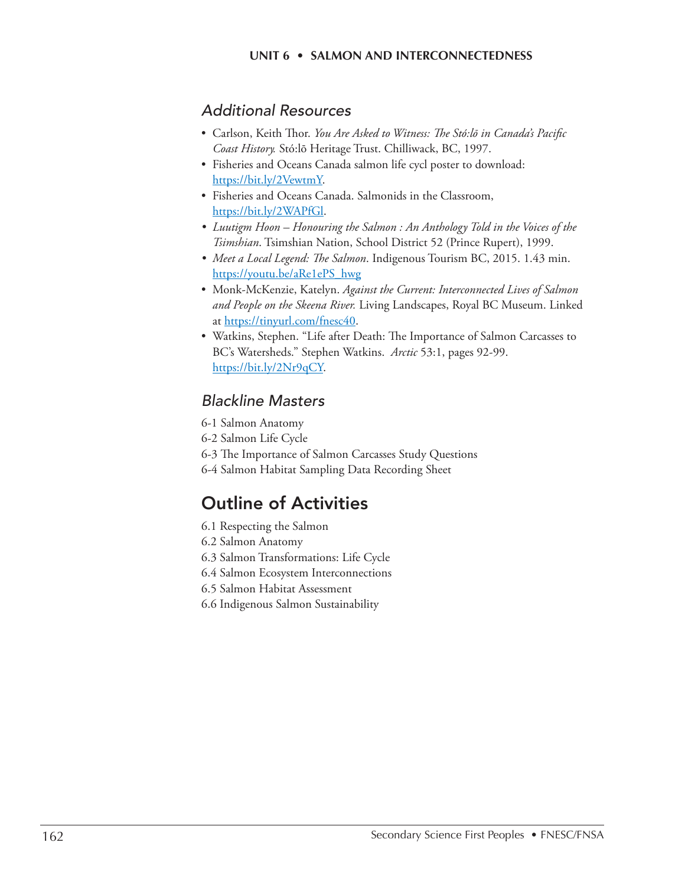## Additional Resources

- Carlson, Keith Thor. *You Are Asked to Witness: The Stó:lō in Canada's Pacific Coast History.* Stó:lō Heritage Trust. Chilliwack, BC, 1997.
- Fisheries and Oceans Canada salmon life cycl poster to download: https://bit.ly/2VewtmY.
- Fisheries and Oceans Canada. Salmonids in the Classroom, https://bit.ly/2WAPfGl.
- *Luutigm Hoon – Honouring the Salmon : An Anthology Told in the Voices of the Tsimshian*. Tsimshian Nation, School District 52 (Prince Rupert), 1999.
- *Meet a Local Legend: The Salmon*. Indigenous Tourism BC, 2015. 1.43 min. https://youtu.be/aRe1ePS_hwg
- Monk-McKenzie, Katelyn. *Against the Current: Interconnected Lives of Salmon and People on the Skeena River.* Living Landscapes, Royal BC Museum. Linked at https://tinyurl.com/fnesc40.
- Watkins, Stephen. "Life after Death: The Importance of Salmon Carcasses to BC's Watersheds." Stephen Watkins. *Arctic* 53:1, pages 92-99. https://bit.ly/2Nr9qCY.

## Blackline Masters

6-1 Salmon Anatomy
6-2 Salmon Life Cycle
6-3 The Importance of Salmon Carcasses Study Questions
6-4 Salmon Habitat Sampling Data Recording Sheet

# Outline of Activities

6.1 Respecting the Salmon
6.2 Salmon Anatomy
6.3 Salmon Transformations: Life Cycle
6.4 Salmon Ecosystem Interconnections
6.5 Salmon Habitat Assessment
6.6 Indigenous Salmon Sustainability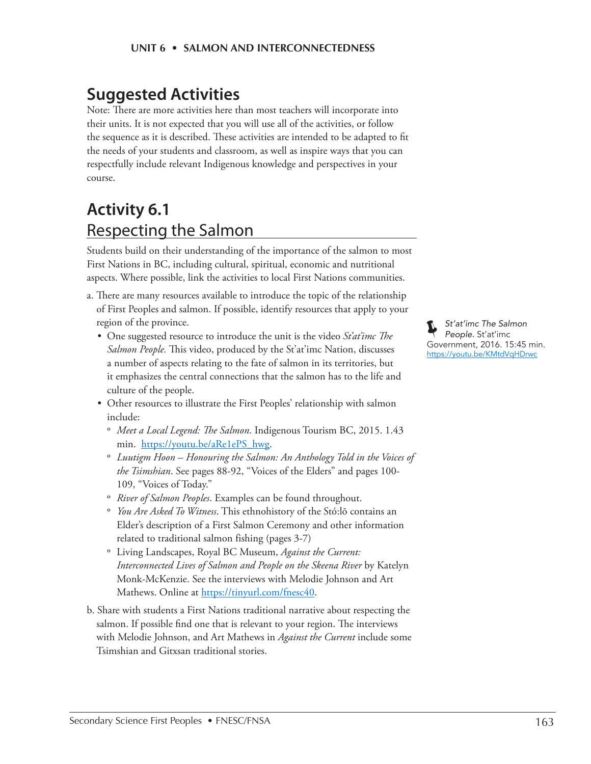## Suggested Activities

Note: There are more activities here than most teachers will incorporate into their units. It is not expected that you will use all of the activities, or follow the sequence as it is described. These activities are intended to be adapted to fit the needs of your students and classroom, as well as inspire ways that you can respectfully include relevant Indigenous knowledge and perspectives in your course.

## Activity 6.1

### Respecting the Salmon

Students build on their understanding of the importance of the salmon to most First Nations in BC, including cultural, spiritual, economic and nutritional aspects. Where possible, link the activities to local First Nations communities.

a. There are many resources available to introduce the topic of the relationship of First Peoples and salmon. If possible, identify resources that apply to your region of the province.
   - One suggested resource to introduce the unit is the video *St'at'imc The Salmon People.* This video, produced by the St'at'imc Nation, discusses a number of aspects relating to the fate of salmon in its territories, but it emphasizes the central connections that the salmon has to the life and culture of the people.
   - Other resources to illustrate the First Peoples' relationship with salmon include:
     - *Meet a Local Legend: The Salmon*. Indigenous Tourism BC, 2015. 1.43 min. https://youtu.be/aRe1ePS_hwg.
     - *Luutigm Hoon – Honouring the Salmon: An Anthology Told in the Voices of the Tsimshian*. See pages 88-92, "Voices of the Elders" and pages 100-109, "Voices of Today."
     - *River of Salmon Peoples*. Examples can be found throughout.
     - *You Are Asked To Witness*. This ethnohistory of the Stó:lō contains an Elder's description of a First Salmon Ceremony and other information related to traditional salmon fishing (pages 3-7)
     - Living Landscapes, Royal BC Museum, *Against the Current: Interconnected Lives of Salmon and People on the Skeena River* by Katelyn Monk-McKenzie. See the interviews with Melodie Johnson and Art Mathews. Online at https://tinyurl.com/fnesc40.

b. Share with students a First Nations traditional narrative about respecting the salmon. If possible find one that is relevant to your region. The interviews with Melodie Johnson, and Art Mathews in *Against the Current* include some Tsimshian and Gitxsan traditional stories.

*St'at'imc The Salmon People.* St'at'imc Government, 2016. 15:45 min. https://youtu.be/KMtdVqHDrwc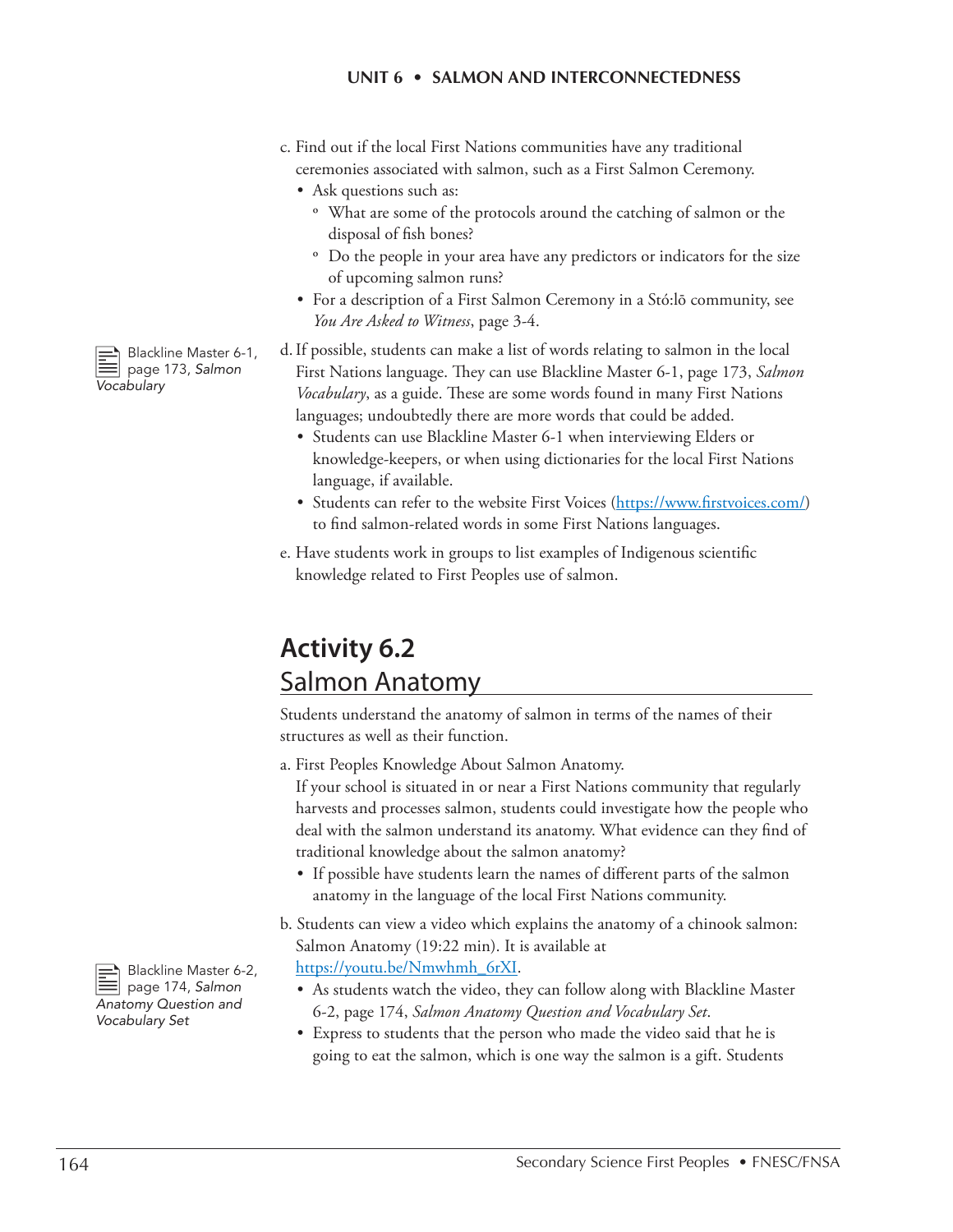c. Find out if the local First Nations communities have any traditional ceremonies associated with salmon, such as a First Salmon Ceremony.
   - Ask questions such as:
     - What are some of the protocols around the catching of salmon or the disposal of fish bones?
     - Do the people in your area have any predictors or indicators for the size of upcoming salmon runs?
   - For a description of a First Salmon Ceremony in a Stó:lō community, see *You Are Asked to Witness*, page 3-4.

Blackline Master 6-1, page 173, *Salmon Vocabulary*

d. If possible, students can make a list of words relating to salmon in the local First Nations language. They can use Blackline Master 6-1, page 173, *Salmon Vocabulary*, as a guide. These are some words found in many First Nations languages; undoubtedly there are more words that could be added.
   - Students can use Blackline Master 6-1 when interviewing Elders or knowledge-keepers, or when using dictionaries for the local First Nations language, if available.
   - Students can refer to the website First Voices (https://www.firstvoices.com/) to find salmon-related words in some First Nations languages.

e. Have students work in groups to list examples of Indigenous scientific knowledge related to First Peoples use of salmon.

## Activity 6.2
## Salmon Anatomy

Students understand the anatomy of salmon in terms of the names of their structures as well as their function.

a. First Peoples Knowledge About Salmon Anatomy.
   If your school is situated in or near a First Nations community that regularly harvests and processes salmon, students could investigate how the people who deal with the salmon understand its anatomy. What evidence can they find of traditional knowledge about the salmon anatomy?
   - If possible have students learn the names of different parts of the salmon anatomy in the language of the local First Nations community.

Blackline Master 6-2, page 174, *Salmon Anatomy Question and Vocabulary Set*

b. Students can view a video which explains the anatomy of a chinook salmon: Salmon Anatomy (19:22 min). It is available at https://youtu.be/Nmwhmh_6rXI.
   - As students watch the video, they can follow along with Blackline Master 6-2, page 174, *Salmon Anatomy Question and Vocabulary Set*.
   - Express to students that the person who made the video said that he is going to eat the salmon, which is one way the salmon is a gift. Students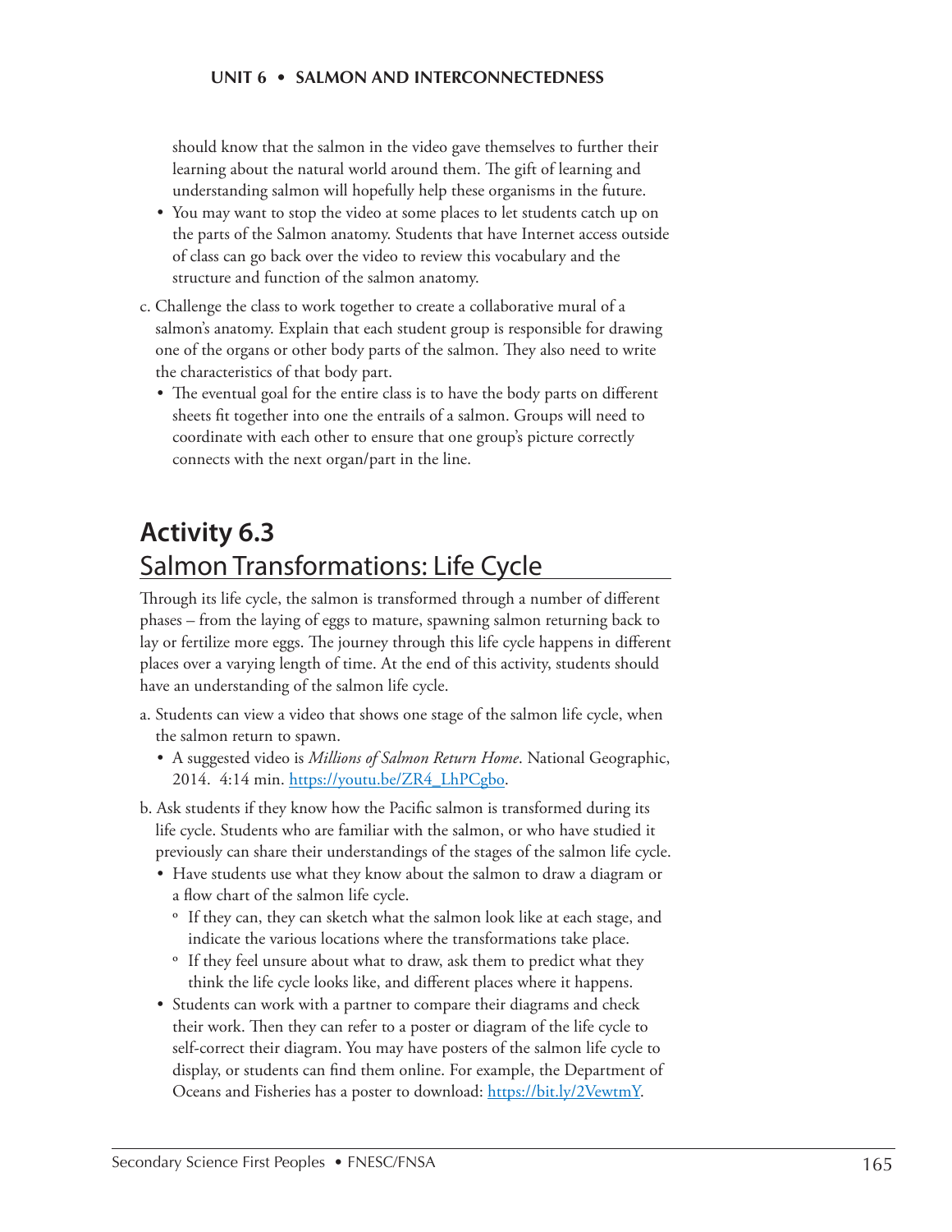should know that the salmon in the video gave themselves to further their learning about the natural world around them. The gift of learning and understanding salmon will hopefully help these organisms in the future.

- You may want to stop the video at some places to let students catch up on the parts of the Salmon anatomy. Students that have Internet access outside of class can go back over the video to review this vocabulary and the structure and function of the salmon anatomy.

c. Challenge the class to work together to create a collaborative mural of a salmon's anatomy. Explain that each student group is responsible for drawing one of the organs or other body parts of the salmon. They also need to write the characteristics of that body part.

- The eventual goal for the entire class is to have the body parts on different sheets fit together into one the entrails of a salmon. Groups will need to coordinate with each other to ensure that one group's picture correctly connects with the next organ/part in the line.

## Activity 6.3
## Salmon Transformations: Life Cycle

Through its life cycle, the salmon is transformed through a number of different phases – from the laying of eggs to mature, spawning salmon returning back to lay or fertilize more eggs. The journey through this life cycle happens in different places over a varying length of time. At the end of this activity, students should have an understanding of the salmon life cycle.

a. Students can view a video that shows one stage of the salmon life cycle, when the salmon return to spawn.

- A suggested video is *Millions of Salmon Return Home*. National Geographic, 2014. 4:14 min. https://youtu.be/ZR4_LhPCgbo.

b. Ask students if they know how the Pacific salmon is transformed during its life cycle. Students who are familiar with the salmon, or who have studied it previously can share their understandings of the stages of the salmon life cycle.

- Have students use what they know about the salmon to draw a diagram or a flow chart of the salmon life cycle.
  - If they can, they can sketch what the salmon look like at each stage, and indicate the various locations where the transformations take place.
  - If they feel unsure about what to draw, ask them to predict what they think the life cycle looks like, and different places where it happens.
- Students can work with a partner to compare their diagrams and check their work. Then they can refer to a poster or diagram of the life cycle to self-correct their diagram. You may have posters of the salmon life cycle to display, or students can find them online. For example, the Department of Oceans and Fisheries has a poster to download: https://bit.ly/2VewtmY.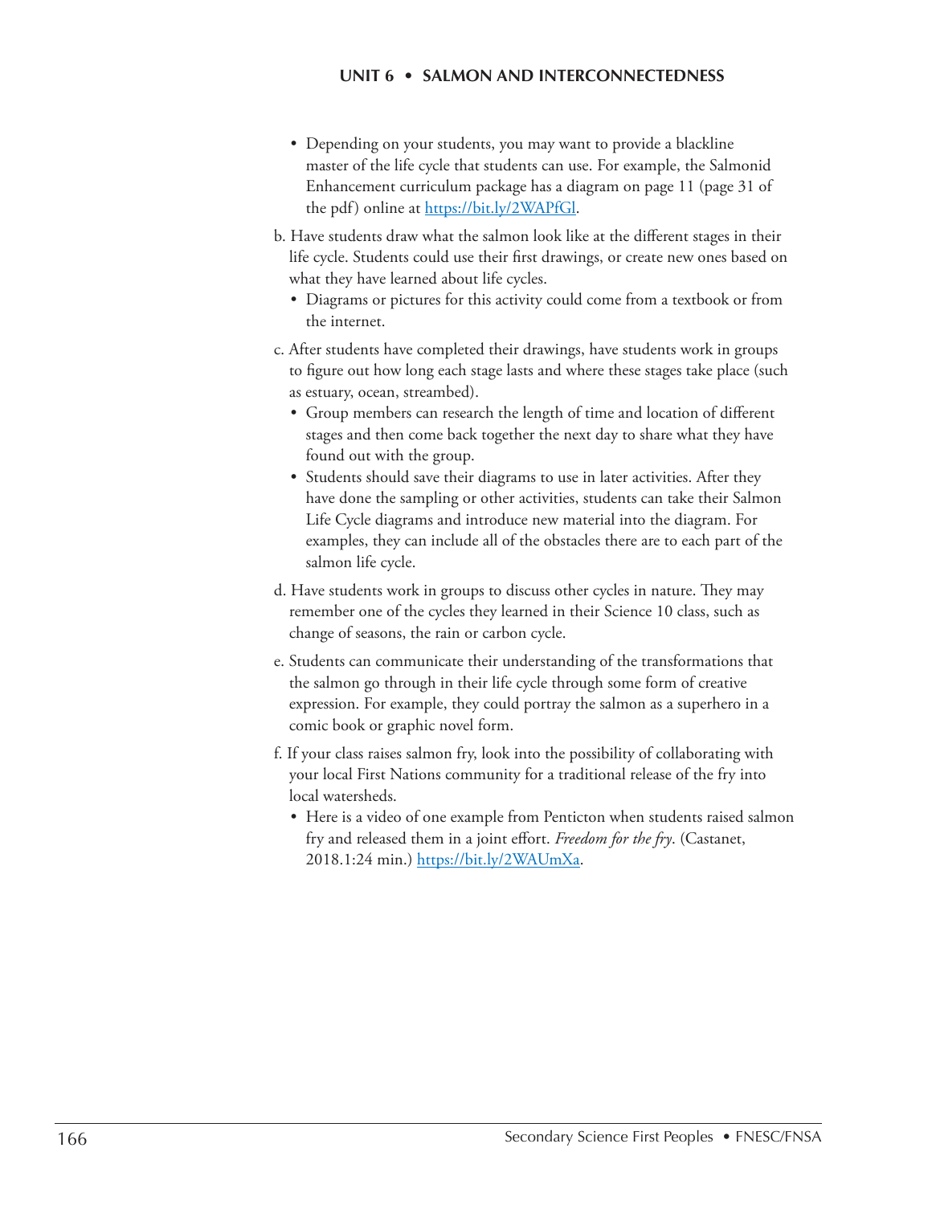- Depending on your students, you may want to provide a blackline master of the life cycle that students can use. For example, the Salmonid Enhancement curriculum package has a diagram on page 11 (page 31 of the pdf) online at https://bit.ly/2WAPfGl.

b. Have students draw what the salmon look like at the different stages in their life cycle. Students could use their first drawings, or create new ones based on what they have learned about life cycles.
   - Diagrams or pictures for this activity could come from a textbook or from the internet.

c. After students have completed their drawings, have students work in groups to figure out how long each stage lasts and where these stages take place (such as estuary, ocean, streambed).
   - Group members can research the length of time and location of different stages and then come back together the next day to share what they have found out with the group.
   - Students should save their diagrams to use in later activities. After they have done the sampling or other activities, students can take their Salmon Life Cycle diagrams and introduce new material into the diagram. For examples, they can include all of the obstacles there are to each part of the salmon life cycle.

d. Have students work in groups to discuss other cycles in nature. They may remember one of the cycles they learned in their Science 10 class, such as change of seasons, the rain or carbon cycle.

e. Students can communicate their understanding of the transformations that the salmon go through in their life cycle through some form of creative expression. For example, they could portray the salmon as a superhero in a comic book or graphic novel form.

f. If your class raises salmon fry, look into the possibility of collaborating with your local First Nations community for a traditional release of the fry into local watersheds.
   - Here is a video of one example from Penticton when students raised salmon fry and released them in a joint effort. *Freedom for the fry*. (Castanet, 2018.1:24 min.) https://bit.ly/2WAUmXa.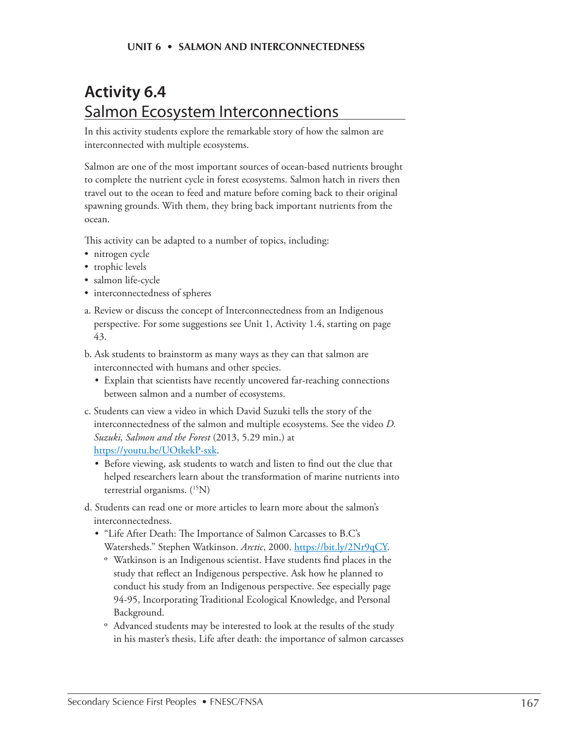# Activity 6.4
## Salmon Ecosystem Interconnections

In this activity students explore the remarkable story of how the salmon are interconnected with multiple ecosystems.

Salmon are one of the most important sources of ocean-based nutrients brought to complete the nutrient cycle in forest ecosystems. Salmon hatch in rivers then travel out to the ocean to feed and mature before coming back to their original spawning grounds. With them, they bring back important nutrients from the ocean.

This activity can be adapted to a number of topics, including:

- nitrogen cycle
- trophic levels
- salmon life-cycle
- interconnectedness of spheres

a. Review or discuss the concept of Interconnectedness from an Indigenous perspective. For some suggestions see Unit 1, Activity 1.4, starting on page 43.

b. Ask students to brainstorm as many ways as they can that salmon are interconnected with humans and other species.
   - Explain that scientists have recently uncovered far-reaching connections between salmon and a number of ecosystems.

c. Students can view a video in which David Suzuki tells the story of the interconnectedness of the salmon and multiple ecosystems. See the video *D. Suzuki, Salmon and the Forest* (2013, 5.29 min.) at https://youtu.be/UOtkekP-sxk.
   - Before viewing, ask students to watch and listen to find out the clue that helped researchers learn about the transformation of marine nutrients into terrestrial organisms. ($^{15}N$)

d. Students can read one or more articles to learn more about the salmon's interconnectedness.
   - "Life After Death: The Importance of Salmon Carcasses to B.C's Watersheds." Stephen Watkinson. *Arctic*, 2000. https://bit.ly/2Nr9qCY.
     - Watkinson is an Indigenous scientist. Have students find places in the study that reflect an Indigenous perspective. Ask how he planned to conduct his study from an Indigenous perspective. See especially page 94-95, Incorporating Traditional Ecological Knowledge, and Personal Background.
     - Advanced students may be interested to look at the results of the study in his master's thesis, Life after death: the importance of salmon carcasses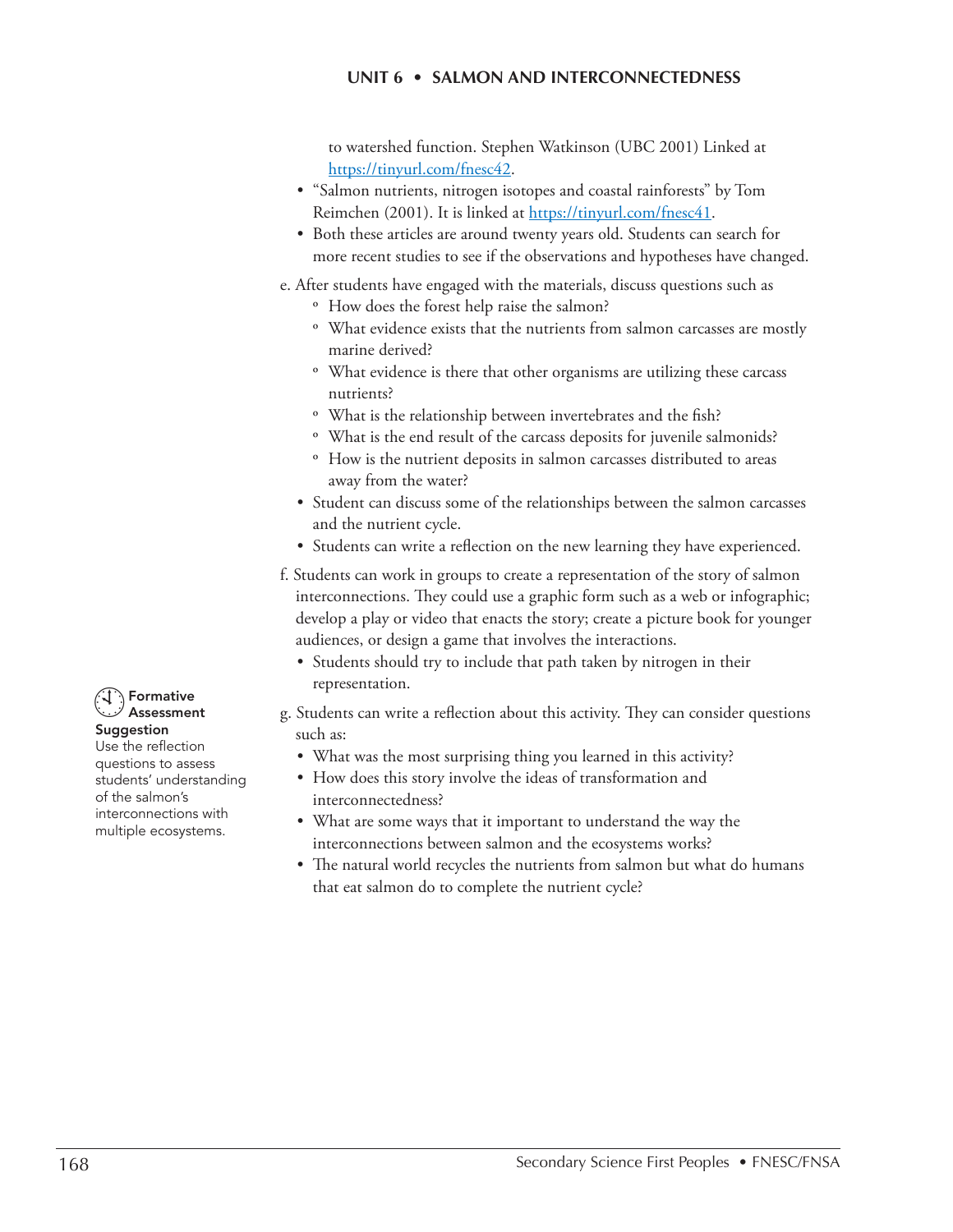to watershed function. Stephen Watkinson (UBC 2001) Linked at https://tinyurl.com/fnesc42.

- "Salmon nutrients, nitrogen isotopes and coastal rainforests" by Tom Reimchen (2001). It is linked at https://tinyurl.com/fnesc41.
- Both these articles are around twenty years old. Students can search for more recent studies to see if the observations and hypotheses have changed.

e. After students have engaged with the materials, discuss questions such as

  - How does the forest help raise the salmon?
  - What evidence exists that the nutrients from salmon carcasses are mostly marine derived?
  - What evidence is there that other organisms are utilizing these carcass nutrients?
  - What is the relationship between invertebrates and the fish?
  - What is the end result of the carcass deposits for juvenile salmonids?
  - How is the nutrient deposits in salmon carcasses distributed to areas away from the water?

- Student can discuss some of the relationships between the salmon carcasses and the nutrient cycle.
- Students can write a reflection on the new learning they have experienced.

f. Students can work in groups to create a representation of the story of salmon interconnections. They could use a graphic form such as a web or infographic; develop a play or video that enacts the story; create a picture book for younger audiences, or design a game that involves the interactions.

- Students should try to include that path taken by nitrogen in their representation.

**Formative Assessment Suggestion**
Use the reflection questions to assess students' understanding of the salmon's interconnections with multiple ecosystems.

g. Students can write a reflection about this activity. They can consider questions such as:

- What was the most surprising thing you learned in this activity?
- How does this story involve the ideas of transformation and interconnectedness?
- What are some ways that it important to understand the way the interconnections between salmon and the ecosystems works?
- The natural world recycles the nutrients from salmon but what do humans that eat salmon do to complete the nutrient cycle?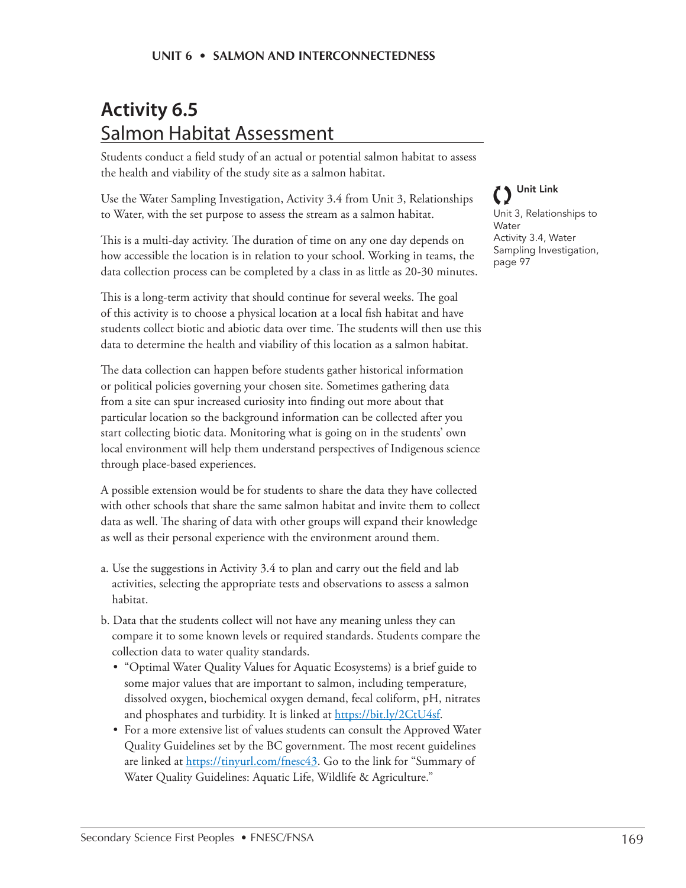# Activity 6.5
## Salmon Habitat Assessment

Students conduct a field study of an actual or potential salmon habitat to assess the health and viability of the study site as a salmon habitat.

Use the Water Sampling Investigation, Activity 3.4 from Unit 3, Relationships to Water, with the set purpose to assess the stream as a salmon habitat.

> **Unit Link**
> Unit 3, Relationships to Water
> Activity 3.4, Water Sampling Investigation, page 97

This is a multi-day activity. The duration of time on any one day depends on how accessible the location is in relation to your school. Working in teams, the data collection process can be completed by a class in as little as 20-30 minutes.

This is a long-term activity that should continue for several weeks. The goal of this activity is to choose a physical location at a local fish habitat and have students collect biotic and abiotic data over time. The students will then use this data to determine the health and viability of this location as a salmon habitat.

The data collection can happen before students gather historical information or political policies governing your chosen site. Sometimes gathering data from a site can spur increased curiosity into finding out more about that particular location so the background information can be collected after you start collecting biotic data. Monitoring what is going on in the students' own local environment will help them understand perspectives of Indigenous science through place-based experiences.

A possible extension would be for students to share the data they have collected with other schools that share the same salmon habitat and invite them to collect data as well. The sharing of data with other groups will expand their knowledge as well as their personal experience with the environment around them.

a. Use the suggestions in Activity 3.4 to plan and carry out the field and lab activities, selecting the appropriate tests and observations to assess a salmon habitat.

b. Data that the students collect will not have any meaning unless they can compare it to some known levels or required standards. Students compare the collection data to water quality standards.
   - "Optimal Water Quality Values for Aquatic Ecosystems) is a brief guide to some major values that are important to salmon, including temperature, dissolved oxygen, biochemical oxygen demand, fecal coliform, pH, nitrates and phosphates and turbidity. It is linked at https://bit.ly/2CtU4sf.
   - For a more extensive list of values students can consult the Approved Water Quality Guidelines set by the BC government. The most recent guidelines are linked at https://tinyurl.com/fnesc43. Go to the link for "Summary of Water Quality Guidelines: Aquatic Life, Wildlife & Agriculture."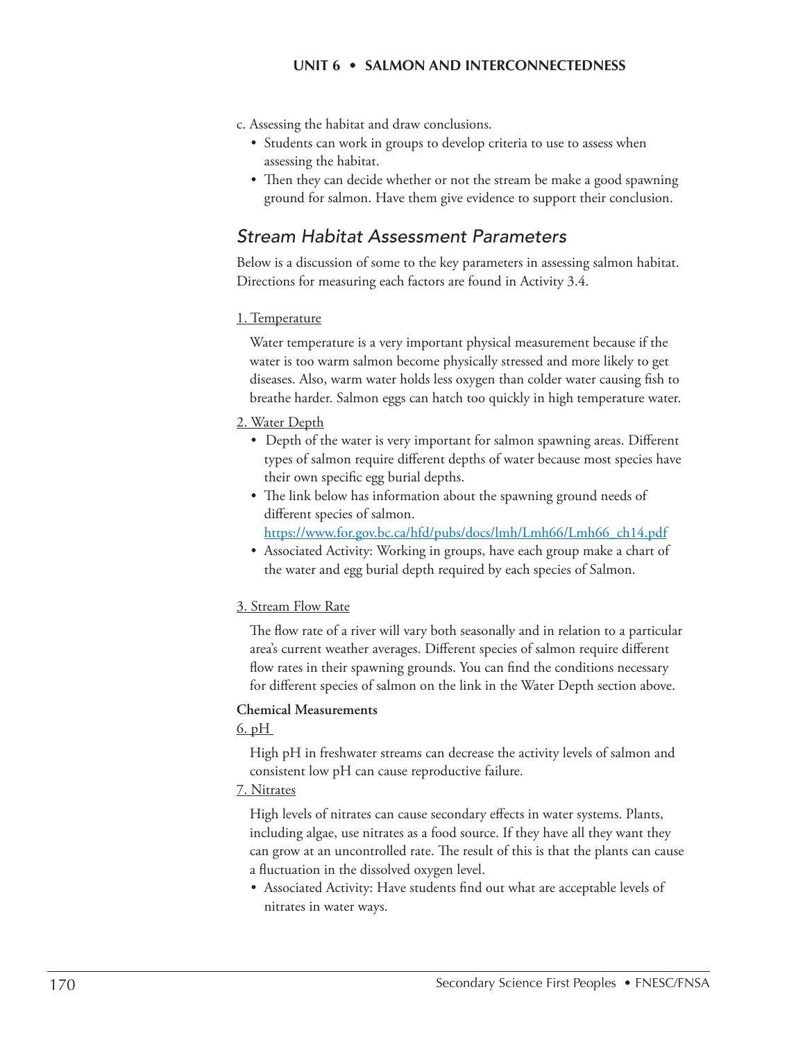c. Assessing the habitat and draw conclusions.

- Students can work in groups to develop criteria to use to assess when assessing the habitat.
- Then they can decide whether or not the stream be make a good spawning ground for salmon. Have them give evidence to support their conclusion.

## *Stream Habitat Assessment Parameters*

Below is a discussion of some to the key parameters in assessing salmon habitat. Directions for measuring each factors are found in Activity 3.4.

1. Temperature

Water temperature is a very important physical measurement because if the water is too warm salmon become physically stressed and more likely to get diseases. Also, warm water holds less oxygen than colder water causing fish to breathe harder. Salmon eggs can hatch too quickly in high temperature water.

2. Water Depth

- Depth of the water is very important for salmon spawning areas. Different types of salmon require different depths of water because most species have their own specific egg burial depths.
- The link below has information about the spawning ground needs of different species of salmon.
  https://www.for.gov.bc.ca/hfd/pubs/docs/lmh/Lmh66/Lmh66_ch14.pdf
- Associated Activity: Working in groups, have each group make a chart of the water and egg burial depth required by each species of Salmon.

3. Stream Flow Rate

The flow rate of a river will vary both seasonally and in relation to a particular area's current weather averages. Different species of salmon require different flow rates in their spawning grounds. You can find the conditions necessary for different species of salmon on the link in the Water Depth section above.

**Chemical Measurements**

6. pH

High pH in freshwater streams can decrease the activity levels of salmon and consistent low pH can cause reproductive failure.

7. Nitrates

High levels of nitrates can cause secondary effects in water systems. Plants, including algae, use nitrates as a food source. If they have all they want they can grow at an uncontrolled rate. The result of this is that the plants can cause a fluctuation in the dissolved oxygen level.

- Associated Activity: Have students find out what are acceptable levels of nitrates in water ways.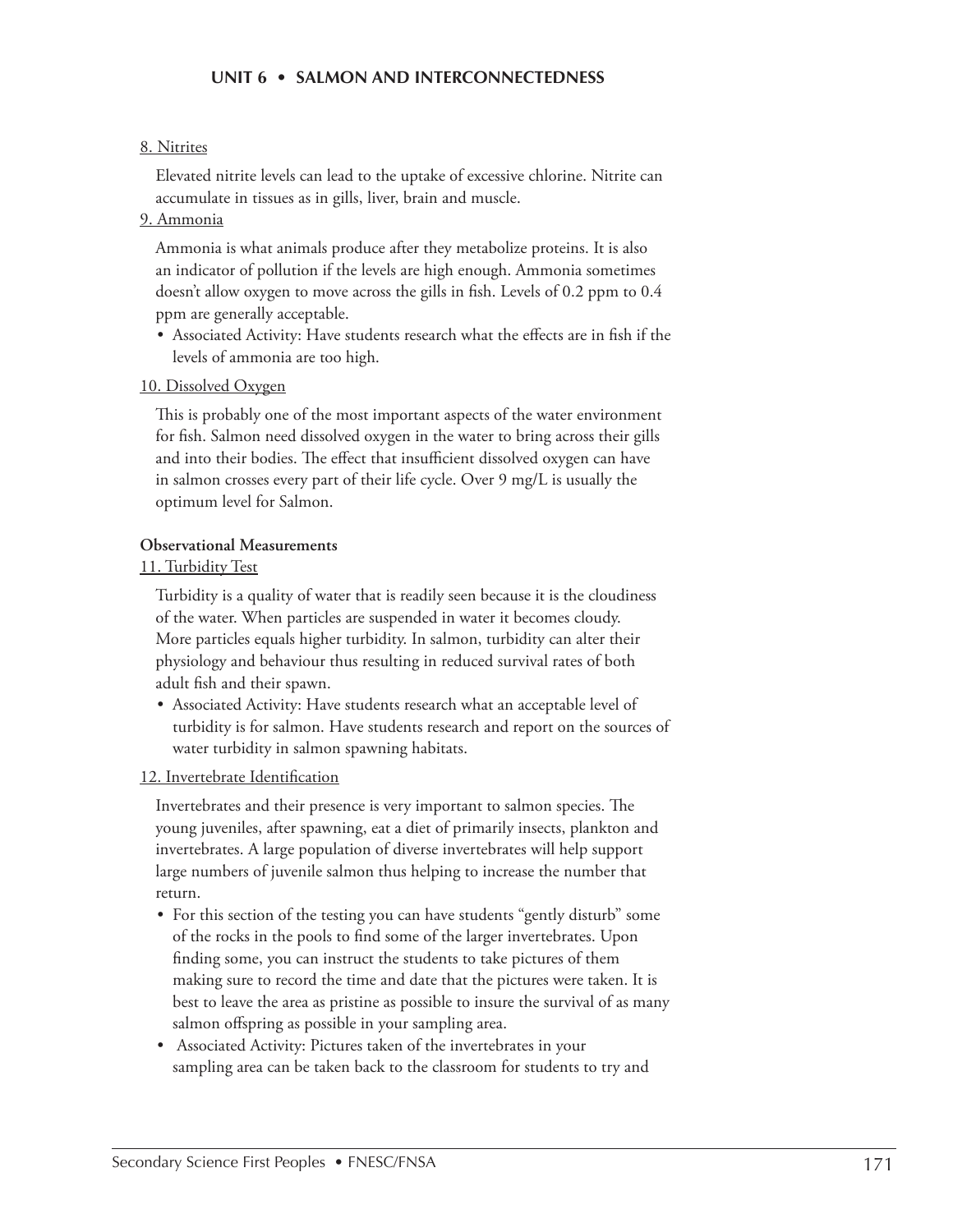8. Nitrites

Elevated nitrite levels can lead to the uptake of excessive chlorine. Nitrite can accumulate in tissues as in gills, liver, brain and muscle.

9. Ammonia

Ammonia is what animals produce after they metabolize proteins. It is also an indicator of pollution if the levels are high enough. Ammonia sometimes doesn't allow oxygen to move across the gills in fish. Levels of 0.2 ppm to 0.4 ppm are generally acceptable.

- Associated Activity: Have students research what the effects are in fish if the levels of ammonia are too high.

10. Dissolved Oxygen

This is probably one of the most important aspects of the water environment for fish. Salmon need dissolved oxygen in the water to bring across their gills and into their bodies. The effect that insufficient dissolved oxygen can have in salmon crosses every part of their life cycle. Over 9 mg/L is usually the optimum level for Salmon.

**Observational Measurements**

11. Turbidity Test

Turbidity is a quality of water that is readily seen because it is the cloudiness of the water. When particles are suspended in water it becomes cloudy. More particles equals higher turbidity. In salmon, turbidity can alter their physiology and behaviour thus resulting in reduced survival rates of both adult fish and their spawn.

- Associated Activity: Have students research what an acceptable level of turbidity is for salmon. Have students research and report on the sources of water turbidity in salmon spawning habitats.

12. Invertebrate Identification

Invertebrates and their presence is very important to salmon species. The young juveniles, after spawning, eat a diet of primarily insects, plankton and invertebrates. A large population of diverse invertebrates will help support large numbers of juvenile salmon thus helping to increase the number that return.

- For this section of the testing you can have students "gently disturb" some of the rocks in the pools to find some of the larger invertebrates. Upon finding some, you can instruct the students to take pictures of them making sure to record the time and date that the pictures were taken. It is best to leave the area as pristine as possible to insure the survival of as many salmon offspring as possible in your sampling area.
- Associated Activity: Pictures taken of the invertebrates in your sampling area can be taken back to the classroom for students to try and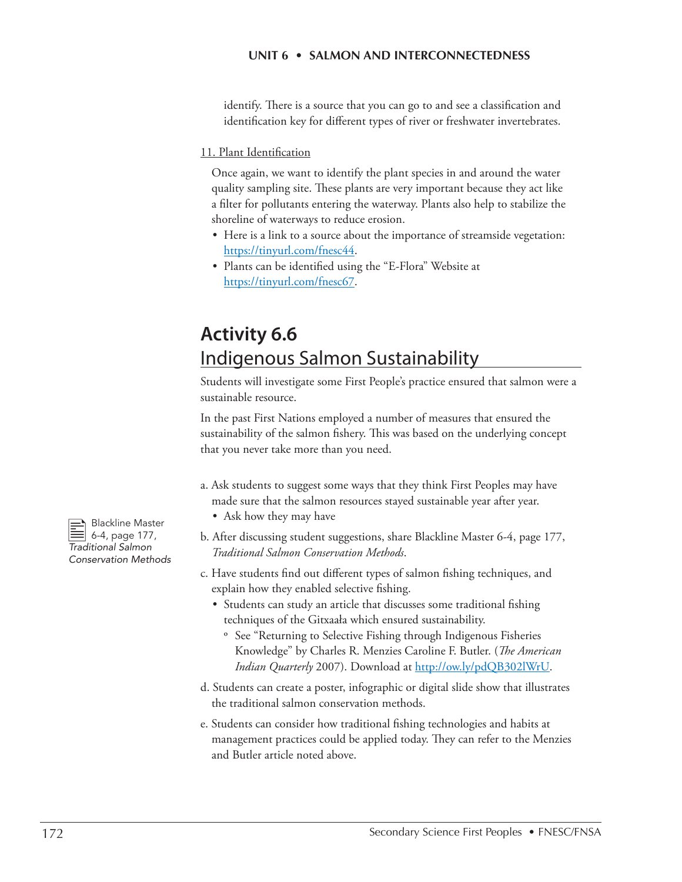identify. There is a source that you can go to and see a classification and identification key for different types of river or freshwater invertebrates.

11. Plant Identification

Once again, we want to identify the plant species in and around the water quality sampling site. These plants are very important because they act like a filter for pollutants entering the waterway. Plants also help to stabilize the shoreline of waterways to reduce erosion.

- Here is a link to a source about the importance of streamside vegetation: https://tinyurl.com/fnesc44.
- Plants can be identified using the "E-Flora" Website at https://tinyurl.com/fnesc67.

## Activity 6.6
## Indigenous Salmon Sustainability

Students will investigate some First People's practice ensured that salmon were a sustainable resource.

In the past First Nations employed a number of measures that ensured the sustainability of the salmon fishery. This was based on the underlying concept that you never take more than you need.

Blackline Master 6-4, page 177, *Traditional Salmon Conservation Methods*

a. Ask students to suggest some ways that they think First Peoples may have made sure that the salmon resources stayed sustainable year after year.
   - Ask how they may have

b. After discussing student suggestions, share Blackline Master 6-4, page 177, *Traditional Salmon Conservation Methods*.

c. Have students find out different types of salmon fishing techniques, and explain how they enabled selective fishing.
   - Students can study an article that discusses some traditional fishing techniques of the Gitxaała which ensured sustainability.
     - See "Returning to Selective Fishing through Indigenous Fisheries Knowledge" by Charles R. Menzies Caroline F. Butler. (*The American Indian Quarterly* 2007). Download at http://ow.ly/pdQB302lWrU.

d. Students can create a poster, infographic or digital slide show that illustrates the traditional salmon conservation methods.

e. Students can consider how traditional fishing technologies and habits at management practices could be applied today. They can refer to the Menzies and Butler article noted above.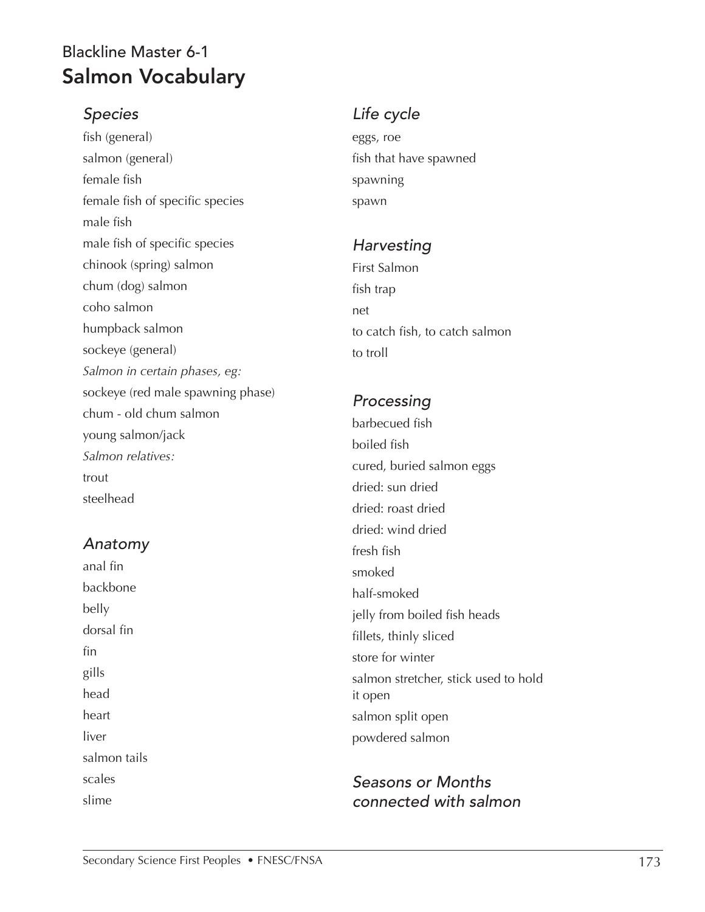Blackline Master 6-1

# Salmon Vocabulary

### *Species*

fish (general)
salmon (general)
female fish
female fish of specific species
male fish
male fish of specific species
chinook (spring) salmon
chum (dog) salmon
coho salmon
humpback salmon
sockeye (general)
*Salmon in certain phases, eg:*
sockeye (red male spawning phase)
chum - old chum salmon
young salmon/jack
*Salmon relatives:*
trout
steelhead

### *Anatomy*

anal fin
backbone
belly
dorsal fin
fin
gills
head
heart
liver
salmon tails
scales
slime

### *Life cycle*

eggs, roe
fish that have spawned
spawning
spawn

### *Harvesting*

First Salmon
fish trap
net
to catch fish, to catch salmon
to troll

### *Processing*

barbecued fish
boiled fish
cured, buried salmon eggs
dried: sun dried
dried: roast dried
dried: wind dried
fresh fish
smoked
half-smoked
jelly from boiled fish heads
fillets, thinly sliced
store for winter
salmon stretcher, stick used to hold it open
salmon split open
powdered salmon

### *Seasons or Months connected with salmon*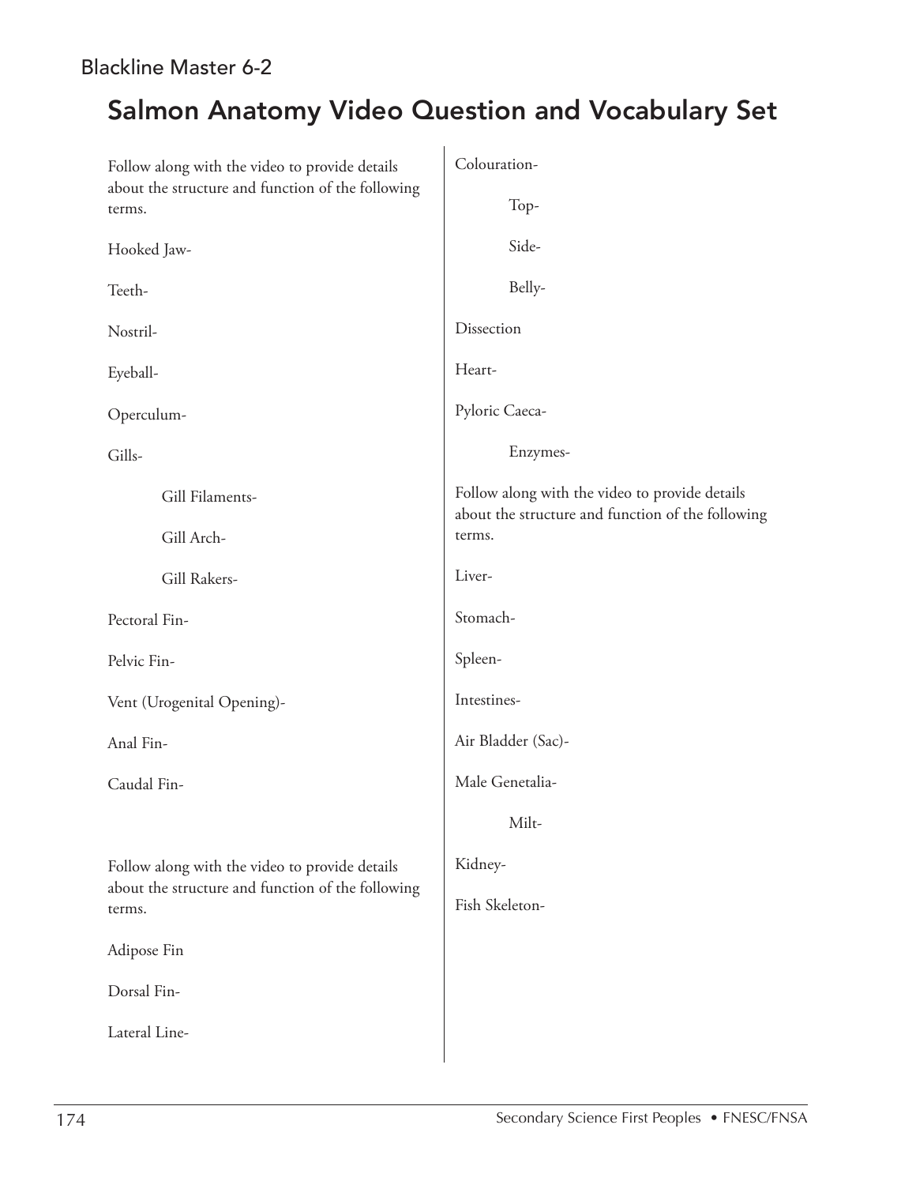Blackline Master 6-2

# Salmon Anatomy Video Question and Vocabulary Set

Follow along with the video to provide details about the structure and function of the following terms.

Hooked Jaw-

Teeth-

Nostril-

Eyeball-

Operculum-

Gills-

- Gill Filaments-
- Gill Arch-
- Gill Rakers-

Pectoral Fin-

Pelvic Fin-

Vent (Urogenital Opening)-

Anal Fin-

Caudal Fin-

Follow along with the video to provide details about the structure and function of the following terms.

Adipose Fin

Dorsal Fin-

Lateral Line-

Colouration-

- Top-
- Side-
- Belly-

Dissection

Heart-

Pyloric Caeca-

- Enzymes-

Follow along with the video to provide details about the structure and function of the following terms.

Liver-

Stomach-

Spleen-

Intestines-

Air Bladder (Sac)-

Male Genetalia-

- Milt-

Kidney-

Fish Skeleton-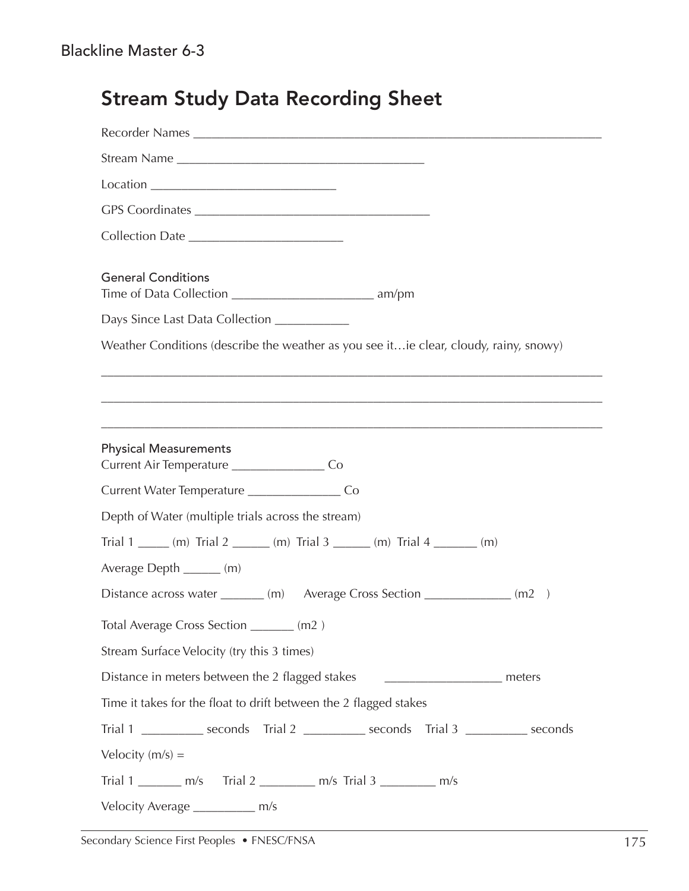Blackline Master 6-3

# Stream Study Data Recording Sheet

Recorder Names ______________________________________________________________

Stream Name _____________________________________

Location ____________________________

GPS Coordinates ____________________________________

Collection Date ________________________

### General Conditions

Time of Data Collection ______________________ am/pm

Days Since Last Data Collection ___________

Weather Conditions (describe the weather as you see it…ie clear, cloudy, rainy, snowy)

_____________________________________________________________________________

_____________________________________________________________________________

_____________________________________________________________________________

### Physical Measurements

Current Air Temperature ______________ Co

Current Water Temperature ______________ Co

Depth of Water (multiple trials across the stream)

Trial 1 _____ (m) Trial 2 ______ (m) Trial 3 ______ (m) Trial 4 _______ (m)

Average Depth ______ (m)

Distance across water _______ (m) Average Cross Section _____________ (m2 )

Total Average Cross Section _______ (m2 )

Stream Surface Velocity (try this 3 times)

Distance in meters between the 2 flagged stakes __________________ meters

Time it takes for the float to drift between the 2 flagged stakes

Trial 1 _________ seconds Trial 2 _________ seconds Trial 3 _________ seconds

Velocity (m/s) =

Trial 1 _______ m/s Trial 2 ________ m/s Trial 3 ________ m/s

Velocity Average _________ m/s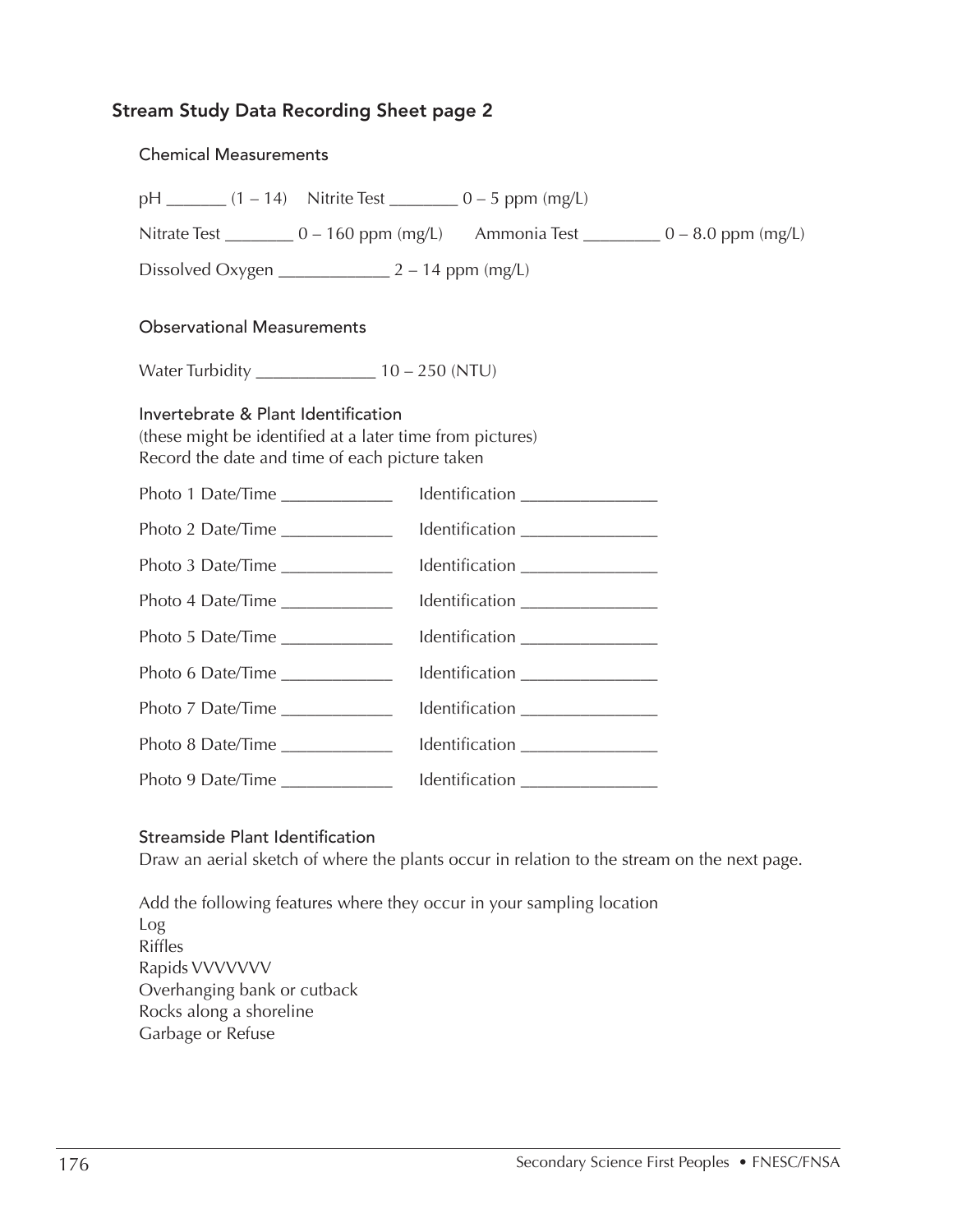## Stream Study Data Recording Sheet page 2

### Chemical Measurements

pH _______ (1 – 14) Nitrite Test ________ 0 – 5 ppm (mg/L)

Nitrate Test ________ 0 – 160 ppm (mg/L) Ammonia Test _________ 0 – 8.0 ppm (mg/L)

Dissolved Oxygen _____________ 2 – 14 ppm (mg/L)

### Observational Measurements

Water Turbidity ______________ 10 – 250 (NTU)

### Invertebrate & Plant Identification

(these might be identified at a later time from pictures)
Record the date and time of each picture taken

Photo 1 Date/Time _____________ Identification ________________

Photo 2 Date/Time _____________ Identification ________________

Photo 3 Date/Time _____________ Identification ________________

Photo 4 Date/Time _____________ Identification ________________

Photo 5 Date/Time _____________ Identification ________________

Photo 6 Date/Time _____________ Identification ________________

Photo 7 Date/Time _____________ Identification ________________

Photo 8 Date/Time _____________ Identification ________________

Photo 9 Date/Time _____________ Identification ________________

### Streamside Plant Identification

Draw an aerial sketch of where the plants occur in relation to the stream on the next page.

Add the following features where they occur in your sampling location
Log
Riffles
Rapids VVVVVVV
Overhanging bank or cutback
Rocks along a shoreline
Garbage or Refuse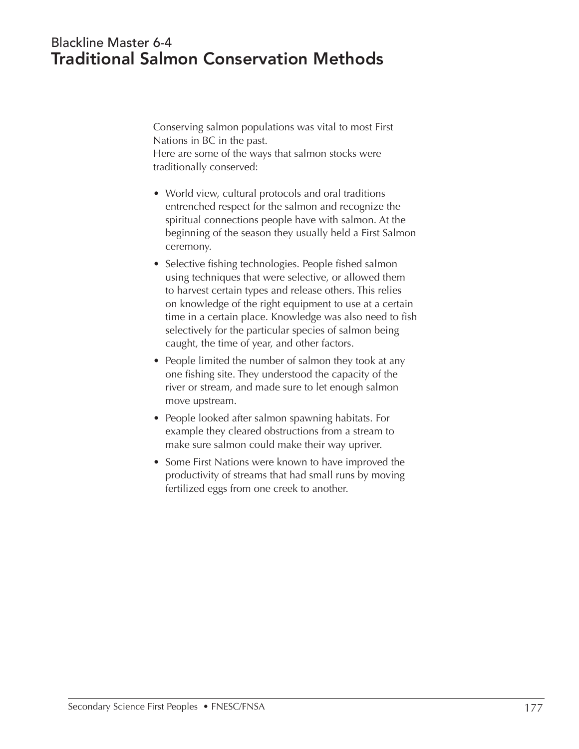## Blackline Master 6-4

# Traditional Salmon Conservation Methods

Conserving salmon populations was vital to most First Nations in BC in the past.
Here are some of the ways that salmon stocks were traditionally conserved:

- World view, cultural protocols and oral traditions entrenched respect for the salmon and recognize the spiritual connections people have with salmon. At the beginning of the season they usually held a First Salmon ceremony.
- Selective fishing technologies. People fished salmon using techniques that were selective, or allowed them to harvest certain types and release others. This relies on knowledge of the right equipment to use at a certain time in a certain place. Knowledge was also need to fish selectively for the particular species of salmon being caught, the time of year, and other factors.
- People limited the number of salmon they took at any one fishing site. They understood the capacity of the river or stream, and made sure to let enough salmon move upstream.
- People looked after salmon spawning habitats. For example they cleared obstructions from a stream to make sure salmon could make their way upriver.
- Some First Nations were known to have improved the productivity of streams that had small runs by moving fertilized eggs from one creek to another.